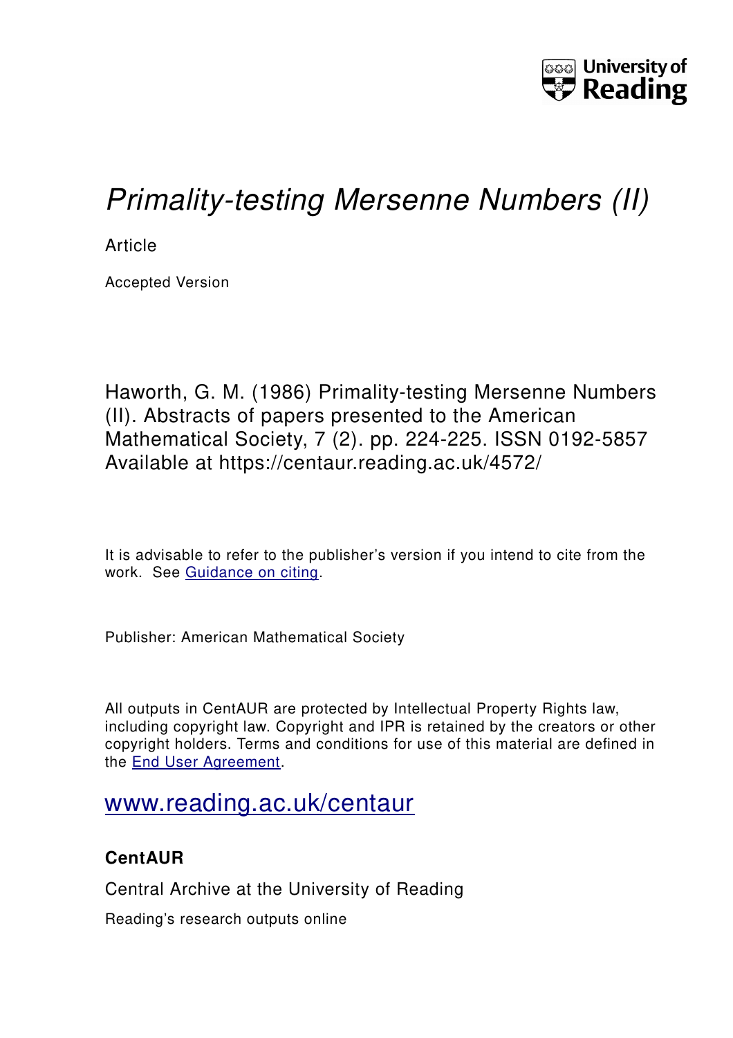University of Reading

# *Primality-testing Mersenne Numbers (II)*

Article

Accepted Version

Haworth, G. M. (1986) Primality-testing Mersenne Numbers (II). Abstracts of papers presented to the American Mathematical Society, 7 (2). pp. 224-225. ISSN 0192-5857 Available at https://centaur.reading.ac.uk/4572/

It is advisable to refer to the publisher's version if you intend to cite from the work. See Guidance on citing.

Publisher: American Mathematical Society

All outputs in CentAUR are protected by Intellectual Property Rights law, including copyright law. Copyright and IPR is retained by the creators or other copyright holders. Terms and conditions for use of this material are defined in the End User Agreement.

www.reading.ac.uk/centaur

**CentAUR**

Central Archive at the University of Reading

Reading's research outputs online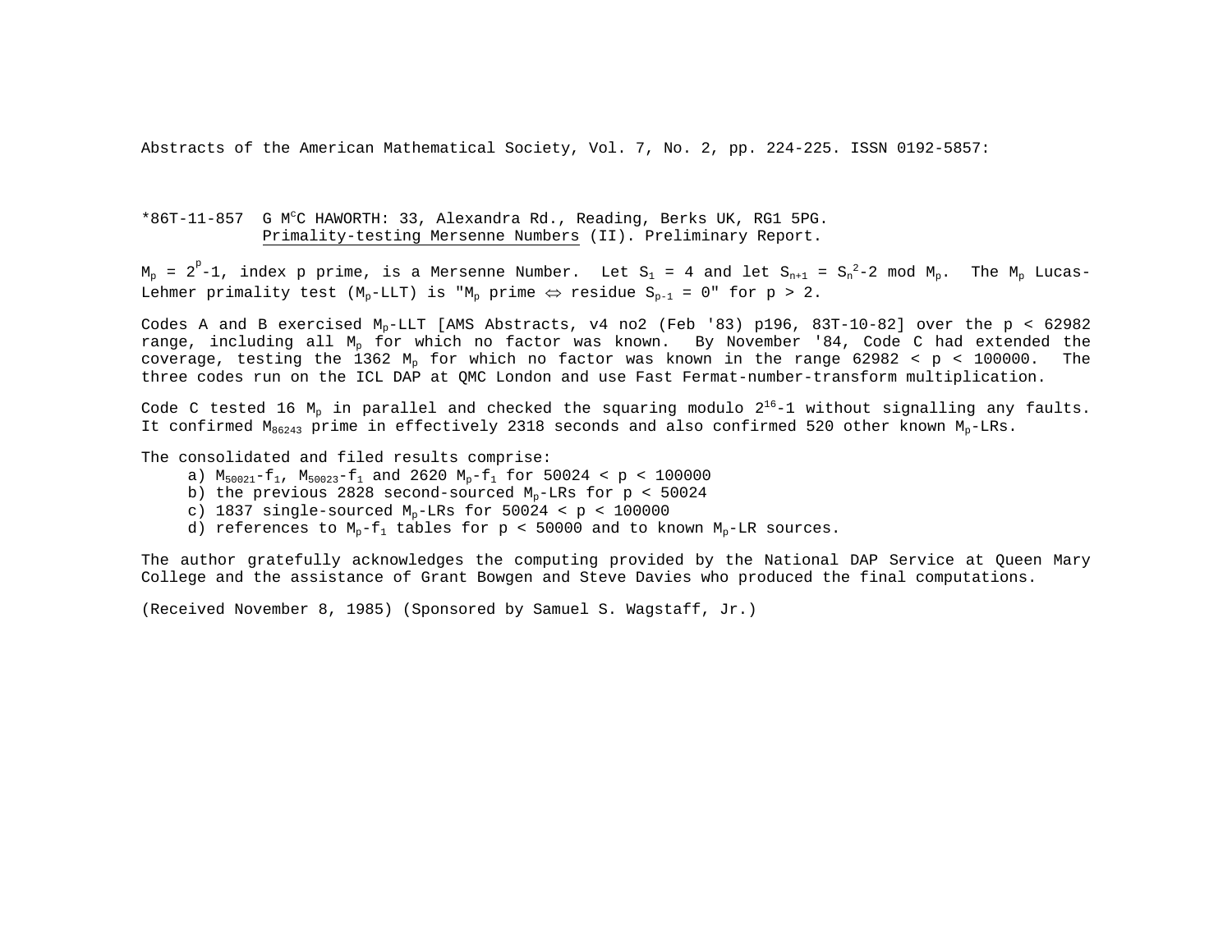Abstracts of the American Mathematical Society, Vol. 7, No. 2, pp. 224-225. ISSN 0192-5857:

*86T-11-857 G M[c]C HAWORTH: 33, Alexandra Rd., Reading, Berks UK, RG1 5PG.
Primality-testing Mersenne Numbers (II). Preliminary Report.

$M_p = 2^p-1$, index p prime, is a Mersenne Number. Let $S_1 = 4$ and let $S_{n+1} = S_n^2-2 \bmod M_p$. The $M_p$ Lucas-Lehmer primality test ($M_p$-LLT) is "$M_p$ prime $\Leftrightarrow$ residue $S_{p-1} = 0$" for $p > 2$.

Codes A and B exercised $M_p$-LLT [AMS Abstracts, v4 no2 (Feb '83) p196, 83T-10-82] over the $p < 62982$ range, including all $M_p$ for which no factor was known. By November '84, Code C had extended the coverage, testing the 1362 $M_p$ for which no factor was known in the range $62982 < p < 100000$. The three codes run on the ICL DAP at QMC London and use Fast Fermat-number-transform multiplication.

Code C tested 16 $M_p$ in parallel and checked the squaring modulo $2^{16}-1$ without signalling any faults. It confirmed $M_{86243}$ prime in effectively 2318 seconds and also confirmed 520 other known $M_p$-LRs.

The consolidated and filed results comprise:

a) $M_{50021}$-$f_1$, $M_{50023}$-$f_1$ and 2620 $M_p$-$f_1$ for $50024 < p < 100000$
b) the previous 2828 second-sourced $M_p$-LRs for $p < 50024$
c) 1837 single-sourced $M_p$-LRs for $50024 < p < 100000$
d) references to $M_p$-$f_1$ tables for $p < 50000$ and to known $M_p$-LR sources.

The author gratefully acknowledges the computing provided by the National DAP Service at Queen Mary College and the assistance of Grant Bowgen and Steve Davies who produced the final computations.

(Received November 8, 1985) (Sponsored by Samuel S. Wagstaff, Jr.)